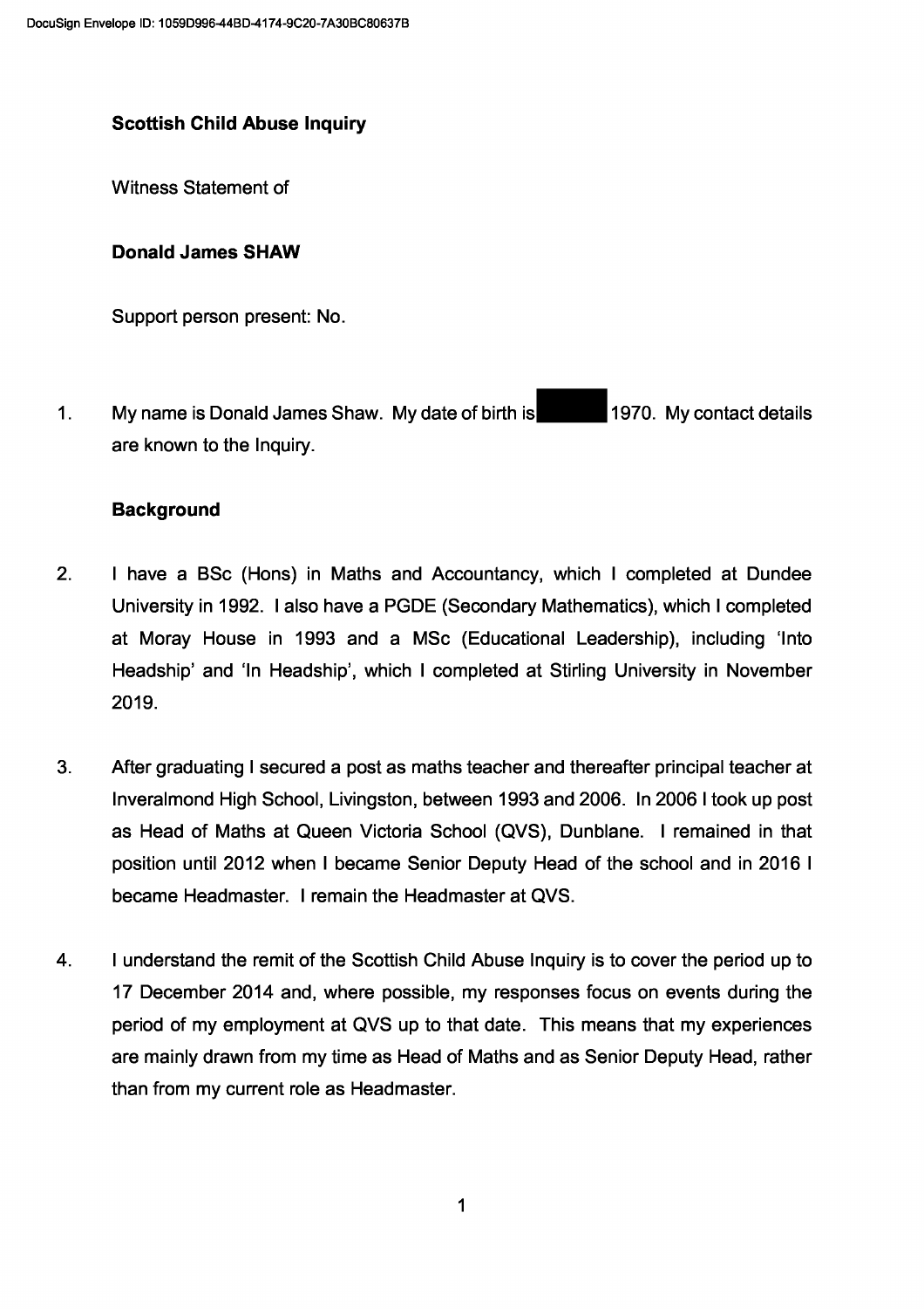**Scottish Child Abuse Inquiry**

Witness Statement of

**Donald James SHAW**

Support person present: No.

1. My name is Donald James Shaw. My date of birth is [REDACTED] 1970. My contact details are known to the Inquiry.

**Background**

2. I have a BSc (Hons) in Maths and Accountancy, which I completed at Dundee University in 1992. I also have a PGDE (Secondary Mathematics), which I completed at Moray House in 1993 and a MSc (Educational Leadership), including 'Into Headship' and 'In Headship', which I completed at Stirling University in November 2019.

3. After graduating I secured a post as maths teacher and thereafter principal teacher at Inveralmond High School, Livingston, between 1993 and 2006. In 2006 I took up post as Head of Maths at Queen Victoria School (QVS), Dunblane. I remained in that position until 2012 when I became Senior Deputy Head of the school and in 2016 I became Headmaster. I remain the Headmaster at QVS.

4. I understand the remit of the Scottish Child Abuse Inquiry is to cover the period up to 17 December 2014 and, where possible, my responses focus on events during the period of my employment at QVS up to that date. This means that my experiences are mainly drawn from my time as Head of Maths and as Senior Deputy Head, rather than from my current role as Headmaster.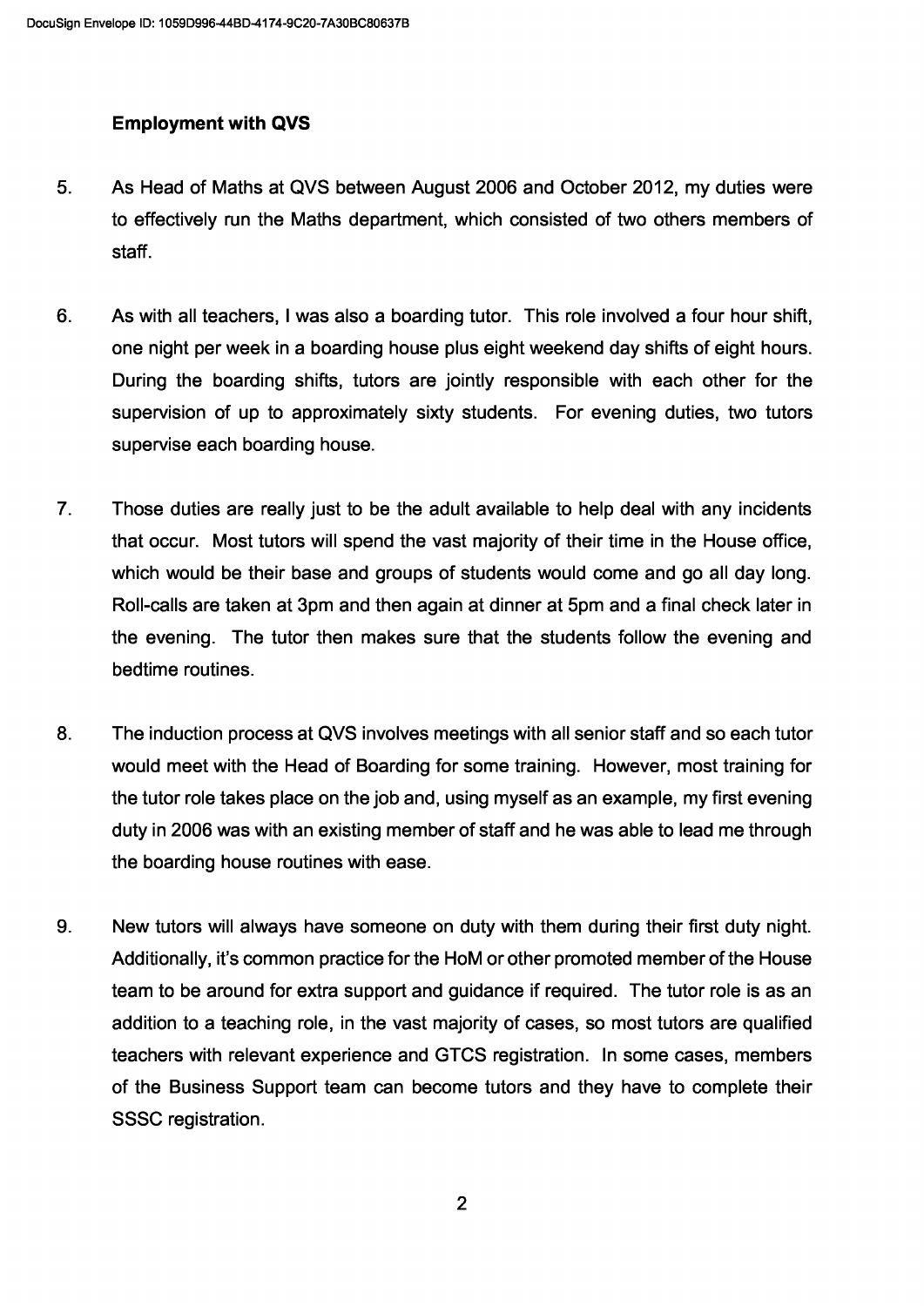**Employment with QVS**

5. As Head of Maths at QVS between August 2006 and October 2012, my duties were to effectively run the Maths department, which consisted of two others members of staff.

6. As with all teachers, I was also a boarding tutor. This role involved a four hour shift, one night per week in a boarding house plus eight weekend day shifts of eight hours. During the boarding shifts, tutors are jointly responsible with each other for the supervision of up to approximately sixty students. For evening duties, two tutors supervise each boarding house.

7. Those duties are really just to be the adult available to help deal with any incidents that occur. Most tutors will spend the vast majority of their time in the House office, which would be their base and groups of students would come and go all day long. Roll-calls are taken at 3pm and then again at dinner at 5pm and a final check later in the evening. The tutor then makes sure that the students follow the evening and bedtime routines.

8. The induction process at QVS involves meetings with all senior staff and so each tutor would meet with the Head of Boarding for some training. However, most training for the tutor role takes place on the job and, using myself as an example, my first evening duty in 2006 was with an existing member of staff and he was able to lead me through the boarding house routines with ease.

9. New tutors will always have someone on duty with them during their first duty night. Additionally, it's common practice for the HoM or other promoted member of the House team to be around for extra support and guidance if required. The tutor role is as an addition to a teaching role, in the vast majority of cases, so most tutors are qualified teachers with relevant experience and GTCS registration. In some cases, members of the Business Support team can become tutors and they have to complete their SSSC registration.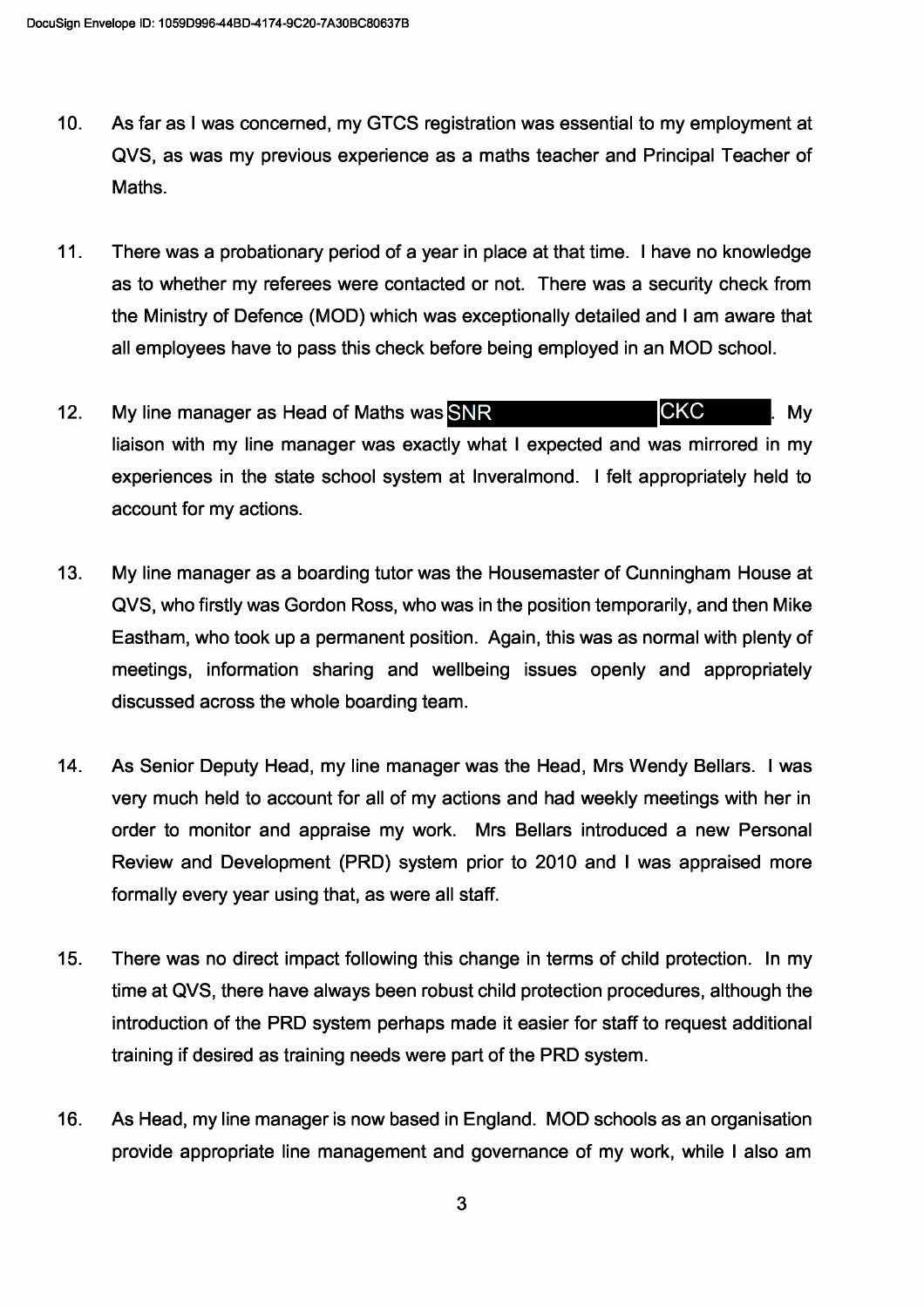10. As far as I was concerned, my GTCS registration was essential to my employment at QVS, as was my previous experience as a maths teacher and Principal Teacher of Maths.

11. There was a probationary period of a year in place at that time. I have no knowledge as to whether my referees were contacted or not. There was a security check from the Ministry of Defence (MOD) which was exceptionally detailed and I am aware that all employees have to pass this check before being employed in an MOD school.

12. My line manager as Head of Maths was SNR CKC. My liaison with my line manager was exactly what I expected and was mirrored in my experiences in the state school system at Inveralmond. I felt appropriately held to account for my actions.

13. My line manager as a boarding tutor was the Housemaster of Cunningham House at QVS, who firstly was Gordon Ross, who was in the position temporarily, and then Mike Eastham, who took up a permanent position. Again, this was as normal with plenty of meetings, information sharing and wellbeing issues openly and appropriately discussed across the whole boarding team.

14. As Senior Deputy Head, my line manager was the Head, Mrs Wendy Bellars. I was very much held to account for all of my actions and had weekly meetings with her in order to monitor and appraise my work. Mrs Bellars introduced a new Personal Review and Development (PRD) system prior to 2010 and I was appraised more formally every year using that, as were all staff.

15. There was no direct impact following this change in terms of child protection. In my time at QVS, there have always been robust child protection procedures, although the introduction of the PRD system perhaps made it easier for staff to request additional training if desired as training needs were part of the PRD system.

16. As Head, my line manager is now based in England. MOD schools as an organisation provide appropriate line management and governance of my work, while I also am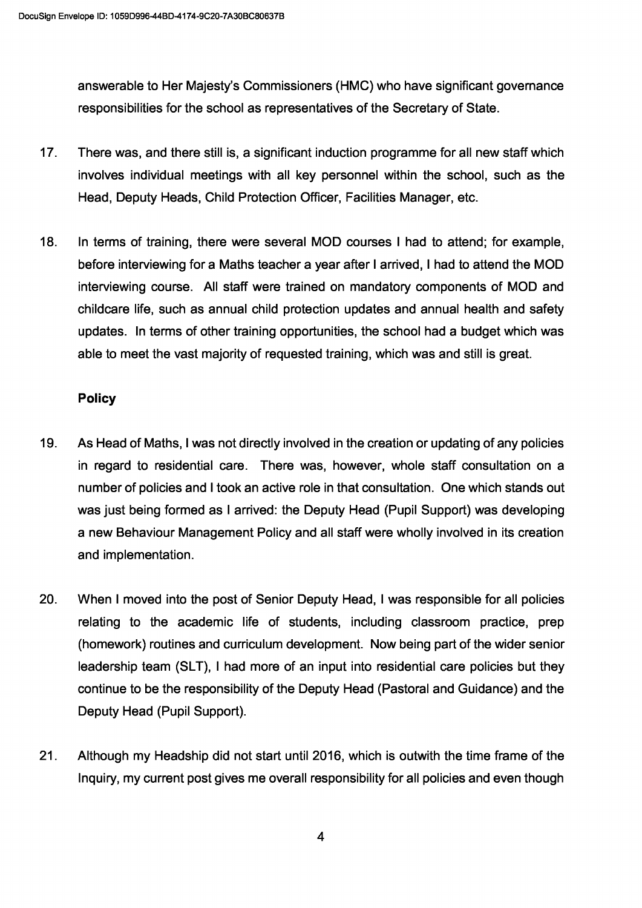answerable to Her Majesty's Commissioners (HMC) who have significant governance responsibilities for the school as representatives of the Secretary of State.

17. There was, and there still is, a significant induction programme for all new staff which involves individual meetings with all key personnel within the school, such as the Head, Deputy Heads, Child Protection Officer, Facilities Manager, etc.

18. In terms of training, there were several MOD courses I had to attend; for example, before interviewing for a Maths teacher a year after I arrived, I had to attend the MOD interviewing course. All staff were trained on mandatory components of MOD and childcare life, such as annual child protection updates and annual health and safety updates. In terms of other training opportunities, the school had a budget which was able to meet the vast majority of requested training, which was and still is great.

**Policy**

19. As Head of Maths, I was not directly involved in the creation or updating of any policies in regard to residential care. There was, however, whole staff consultation on a number of policies and I took an active role in that consultation. One which stands out was just being formed as I arrived: the Deputy Head (Pupil Support) was developing a new Behaviour Management Policy and all staff were wholly involved in its creation and implementation.

20. When I moved into the post of Senior Deputy Head, I was responsible for all policies relating to the academic life of students, including classroom practice, prep (homework) routines and curriculum development. Now being part of the wider senior leadership team (SLT), I had more of an input into residential care policies but they continue to be the responsibility of the Deputy Head (Pastoral and Guidance) and the Deputy Head (Pupil Support).

21. Although my Headship did not start until 2016, which is outwith the time frame of the Inquiry, my current post gives me overall responsibility for all policies and even though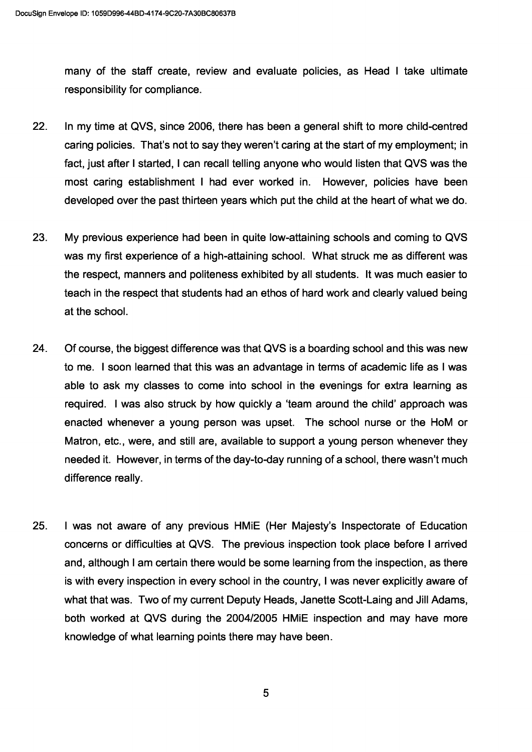many of the staff create, review and evaluate policies, as Head I take ultimate responsibility for compliance.

22. In my time at QVS, since 2006, there has been a general shift to more child-centred caring policies. That's not to say they weren't caring at the start of my employment; in fact, just after I started, I can recall telling anyone who would listen that QVS was the most caring establishment I had ever worked in. However, policies have been developed over the past thirteen years which put the child at the heart of what we do.

23. My previous experience had been in quite low-attaining schools and coming to QVS was my first experience of a high-attaining school. What struck me as different was the respect, manners and politeness exhibited by all students. It was much easier to teach in the respect that students had an ethos of hard work and clearly valued being at the school.

24. Of course, the biggest difference was that QVS is a boarding school and this was new to me. I soon learned that this was an advantage in terms of academic life as I was able to ask my classes to come into school in the evenings for extra learning as required. I was also struck by how quickly a 'team around the child' approach was enacted whenever a young person was upset. The school nurse or the HoM or Matron, etc., were, and still are, available to support a young person whenever they needed it. However, in terms of the day-to-day running of a school, there wasn't much difference really.

25. I was not aware of any previous HMiE (Her Majesty's Inspectorate of Education concerns or difficulties at QVS. The previous inspection took place before I arrived and, although I am certain there would be some learning from the inspection, as there is with every inspection in every school in the country, I was never explicitly aware of what that was. Two of my current Deputy Heads, Janette Scott-Laing and Jill Adams, both worked at QVS during the 2004/2005 HMiE inspection and may have more knowledge of what learning points there may have been.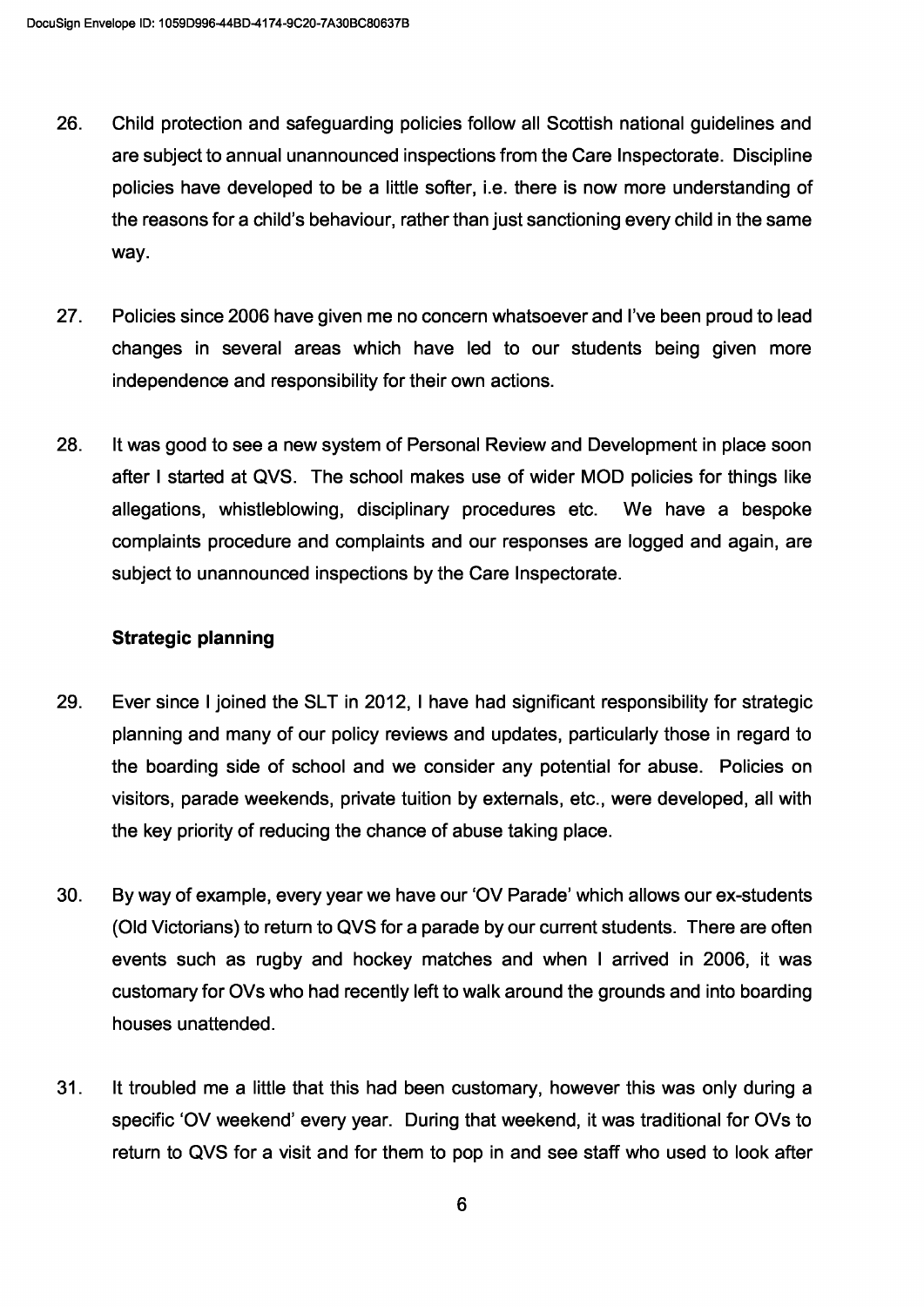26. Child protection and safeguarding policies follow all Scottish national guidelines and are subject to annual unannounced inspections from the Care Inspectorate. Discipline policies have developed to be a little softer, i.e. there is now more understanding of the reasons for a child's behaviour, rather than just sanctioning every child in the same way.

27. Policies since 2006 have given me no concern whatsoever and I've been proud to lead changes in several areas which have led to our students being given more independence and responsibility for their own actions.

28. It was good to see a new system of Personal Review and Development in place soon after I started at QVS. The school makes use of wider MOD policies for things like allegations, whistleblowing, disciplinary procedures etc. We have a bespoke complaints procedure and complaints and our responses are logged and again, are subject to unannounced inspections by the Care Inspectorate.

### Strategic planning

29. Ever since I joined the SLT in 2012, I have had significant responsibility for strategic planning and many of our policy reviews and updates, particularly those in regard to the boarding side of school and we consider any potential for abuse. Policies on visitors, parade weekends, private tuition by externals, etc., were developed, all with the key priority of reducing the chance of abuse taking place.

30. By way of example, every year we have our 'OV Parade' which allows our ex-students (Old Victorians) to return to QVS for a parade by our current students. There are often events such as rugby and hockey matches and when I arrived in 2006, it was customary for OVs who had recently left to walk around the grounds and into boarding houses unattended.

31. It troubled me a little that this had been customary, however this was only during a specific 'OV weekend' every year. During that weekend, it was traditional for OVs to return to QVS for a visit and for them to pop in and see staff who used to look after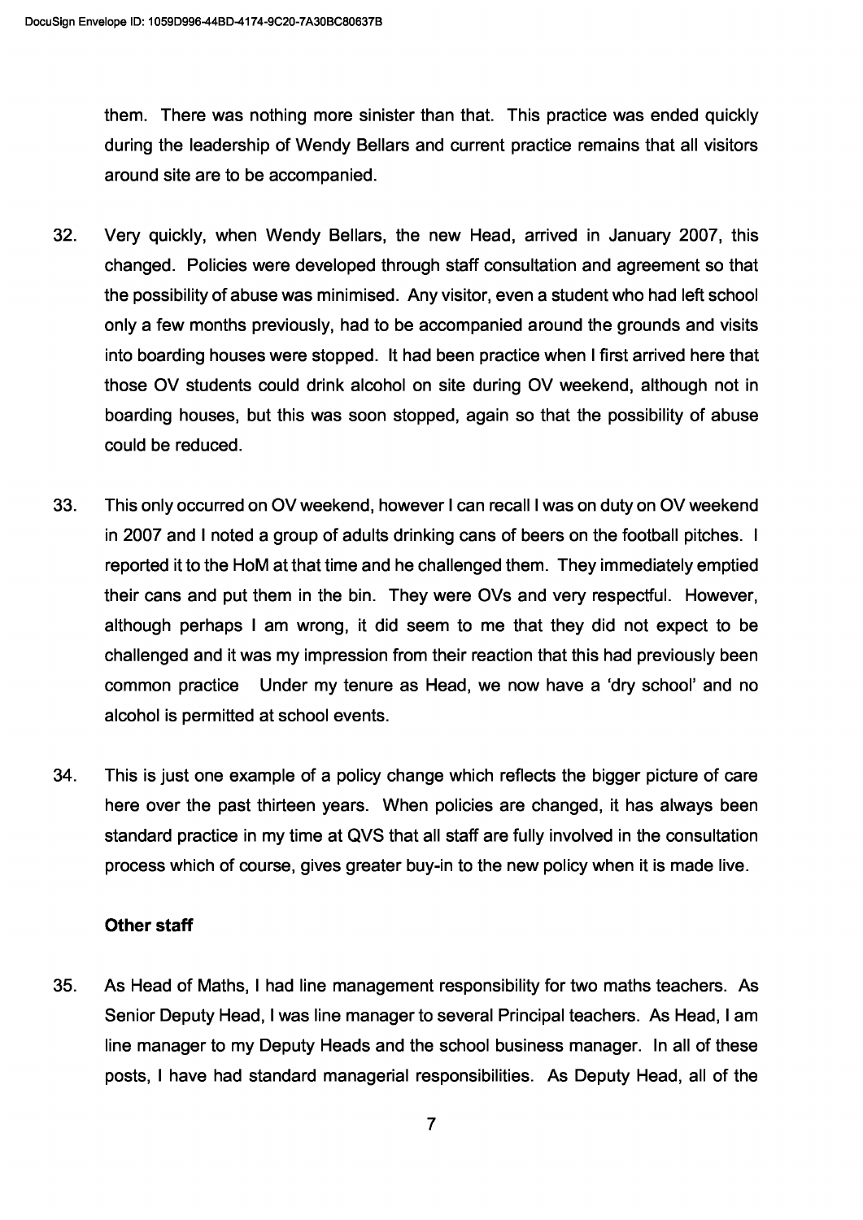them. There was nothing more sinister than that. This practice was ended quickly during the leadership of Wendy Bellars and current practice remains that all visitors around site are to be accompanied.

32. Very quickly, when Wendy Bellars, the new Head, arrived in January 2007, this changed. Policies were developed through staff consultation and agreement so that the possibility of abuse was minimised. Any visitor, even a student who had left school only a few months previously, had to be accompanied around the grounds and visits into boarding houses were stopped. It had been practice when I first arrived here that those OV students could drink alcohol on site during OV weekend, although not in boarding houses, but this was soon stopped, again so that the possibility of abuse could be reduced.

33. This only occurred on OV weekend, however I can recall I was on duty on OV weekend in 2007 and I noted a group of adults drinking cans of beers on the football pitches. I reported it to the HoM at that time and he challenged them. They immediately emptied their cans and put them in the bin. They were OVs and very respectful. However, although perhaps I am wrong, it did seem to me that they did not expect to be challenged and it was my impression from their reaction that this had previously been common practice Under my tenure as Head, we now have a 'dry school' and no alcohol is permitted at school events.

34. This is just one example of a policy change which reflects the bigger picture of care here over the past thirteen years. When policies are changed, it has always been standard practice in my time at QVS that all staff are fully involved in the consultation process which of course, gives greater buy-in to the new policy when it is made live.

**Other staff**

35. As Head of Maths, I had line management responsibility for two maths teachers. As Senior Deputy Head, I was line manager to several Principal teachers. As Head, I am line manager to my Deputy Heads and the school business manager. In all of these posts, I have had standard managerial responsibilities. As Deputy Head, all of the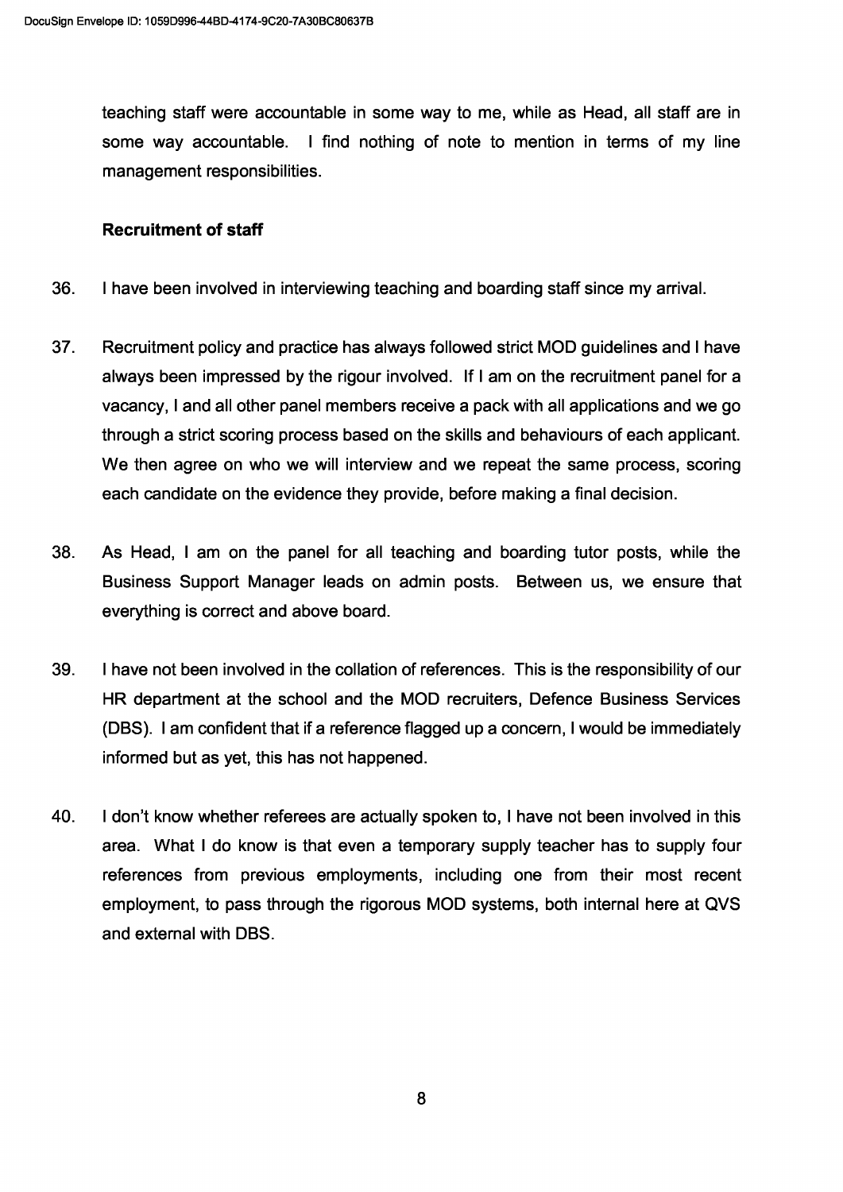teaching staff were accountable in some way to me, while as Head, all staff are in some way accountable. I find nothing of note to mention in terms of my line management responsibilities.

**Recruitment of staff**

36. I have been involved in interviewing teaching and boarding staff since my arrival.

37. Recruitment policy and practice has always followed strict MOD guidelines and I have always been impressed by the rigour involved. If I am on the recruitment panel for a vacancy, I and all other panel members receive a pack with all applications and we go through a strict scoring process based on the skills and behaviours of each applicant. We then agree on who we will interview and we repeat the same process, scoring each candidate on the evidence they provide, before making a final decision.

38. As Head, I am on the panel for all teaching and boarding tutor posts, while the Business Support Manager leads on admin posts. Between us, we ensure that everything is correct and above board.

39. I have not been involved in the collation of references. This is the responsibility of our HR department at the school and the MOD recruiters, Defence Business Services (DBS). I am confident that if a reference flagged up a concern, I would be immediately informed but as yet, this has not happened.

40. I don't know whether referees are actually spoken to, I have not been involved in this area. What I do know is that even a temporary supply teacher has to supply four references from previous employments, including one from their most recent employment, to pass through the rigorous MOD systems, both internal here at QVS and external with DBS.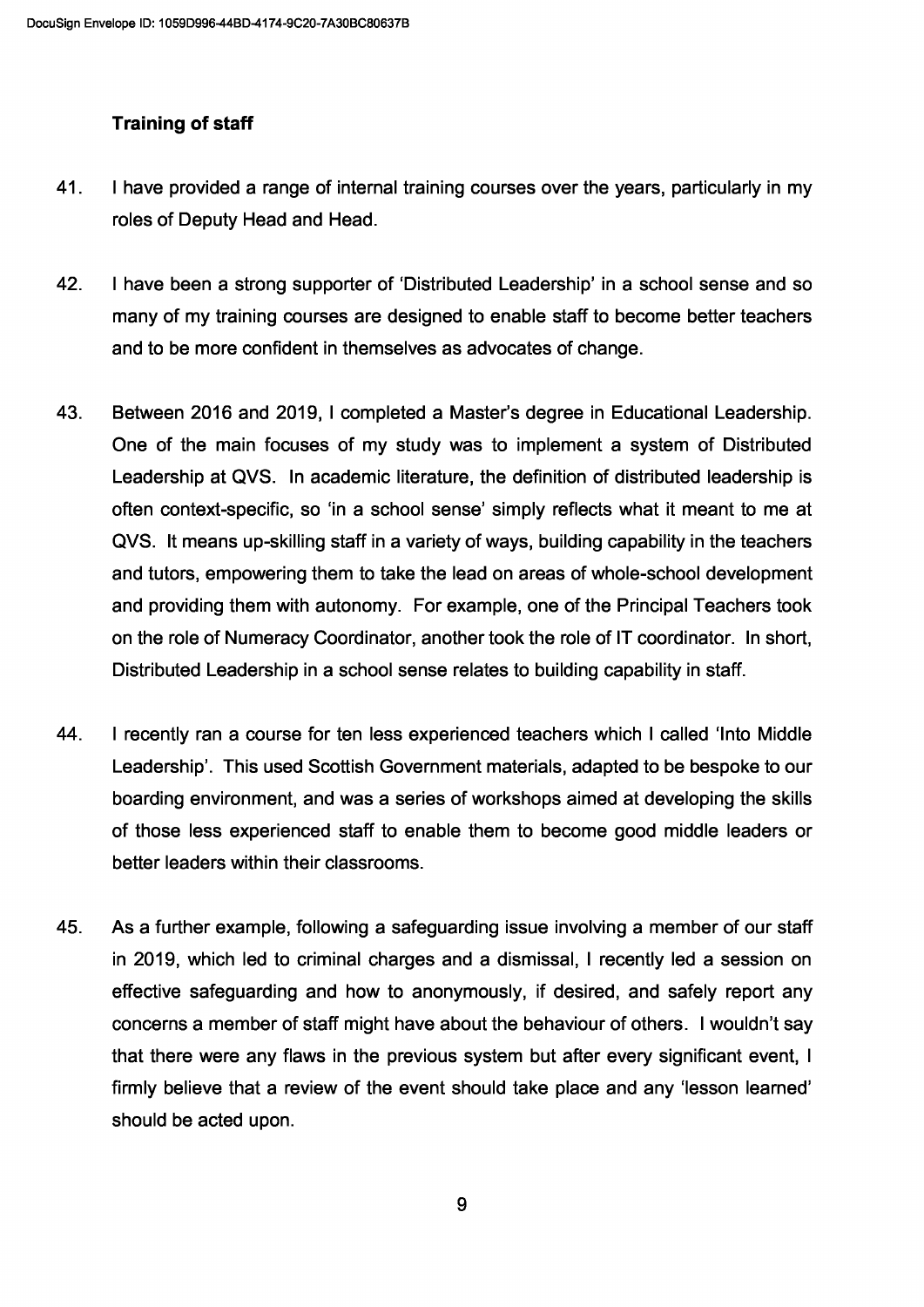**Training of staff**

41. I have provided a range of internal training courses over the years, particularly in my roles of Deputy Head and Head.

42. I have been a strong supporter of 'Distributed Leadership' in a school sense and so many of my training courses are designed to enable staff to become better teachers and to be more confident in themselves as advocates of change.

43. Between 2016 and 2019, I completed a Master's degree in Educational Leadership. One of the main focuses of my study was to implement a system of Distributed Leadership at QVS. In academic literature, the definition of distributed leadership is often context-specific, so 'in a school sense' simply reflects what it meant to me at QVS. It means up-skilling staff in a variety of ways, building capability in the teachers and tutors, empowering them to take the lead on areas of whole-school development and providing them with autonomy. For example, one of the Principal Teachers took on the role of Numeracy Coordinator, another took the role of IT coordinator. In short, Distributed Leadership in a school sense relates to building capability in staff.

44. I recently ran a course for ten less experienced teachers which I called 'Into Middle Leadership'. This used Scottish Government materials, adapted to be bespoke to our boarding environment, and was a series of workshops aimed at developing the skills of those less experienced staff to enable them to become good middle leaders or better leaders within their classrooms.

45. As a further example, following a safeguarding issue involving a member of our staff in 2019, which led to criminal charges and a dismissal, I recently led a session on effective safeguarding and how to anonymously, if desired, and safely report any concerns a member of staff might have about the behaviour of others. I wouldn't say that there were any flaws in the previous system but after every significant event, I firmly believe that a review of the event should take place and any 'lesson learned' should be acted upon.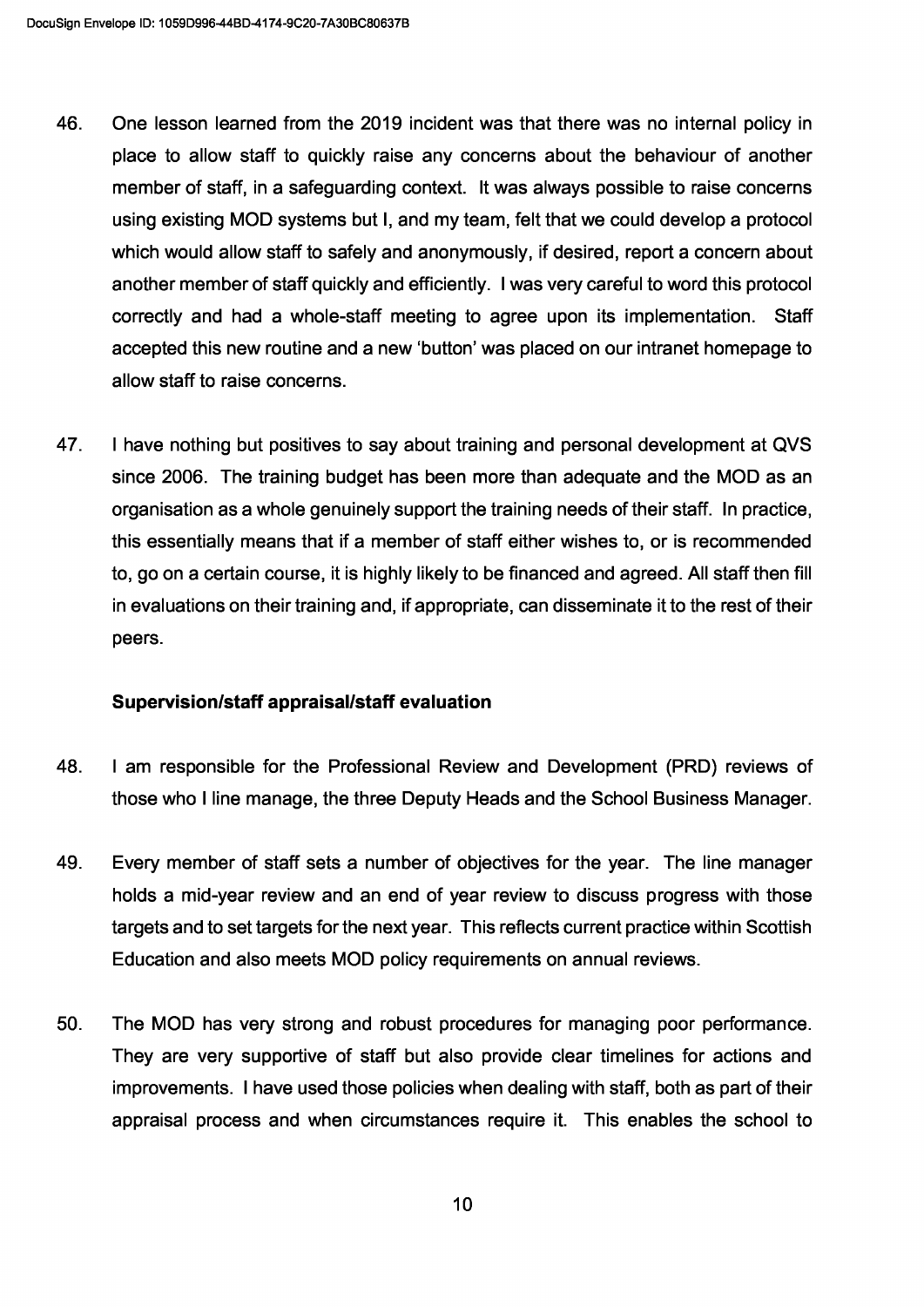46. One lesson learned from the 2019 incident was that there was no internal policy in place to allow staff to quickly raise any concerns about the behaviour of another member of staff, in a safeguarding context. It was always possible to raise concerns using existing MOD systems but I, and my team, felt that we could develop a protocol which would allow staff to safely and anonymously, if desired, report a concern about another member of staff quickly and efficiently. I was very careful to word this protocol correctly and had a whole-staff meeting to agree upon its implementation. Staff accepted this new routine and a new 'button' was placed on our intranet homepage to allow staff to raise concerns.

47. I have nothing but positives to say about training and personal development at QVS since 2006. The training budget has been more than adequate and the MOD as an organisation as a whole genuinely support the training needs of their staff. In practice, this essentially means that if a member of staff either wishes to, or is recommended to, go on a certain course, it is highly likely to be financed and agreed. All staff then fill in evaluations on their training and, if appropriate, can disseminate it to the rest of their peers.

**Supervision/staff appraisal/staff evaluation**

48. I am responsible for the Professional Review and Development (PRD) reviews of those who I line manage, the three Deputy Heads and the School Business Manager.

49. Every member of staff sets a number of objectives for the year. The line manager holds a mid-year review and an end of year review to discuss progress with those targets and to set targets for the next year. This reflects current practice within Scottish Education and also meets MOD policy requirements on annual reviews.

50. The MOD has very strong and robust procedures for managing poor performance. They are very supportive of staff but also provide clear timelines for actions and improvements. I have used those policies when dealing with staff, both as part of their appraisal process and when circumstances require it. This enables the school to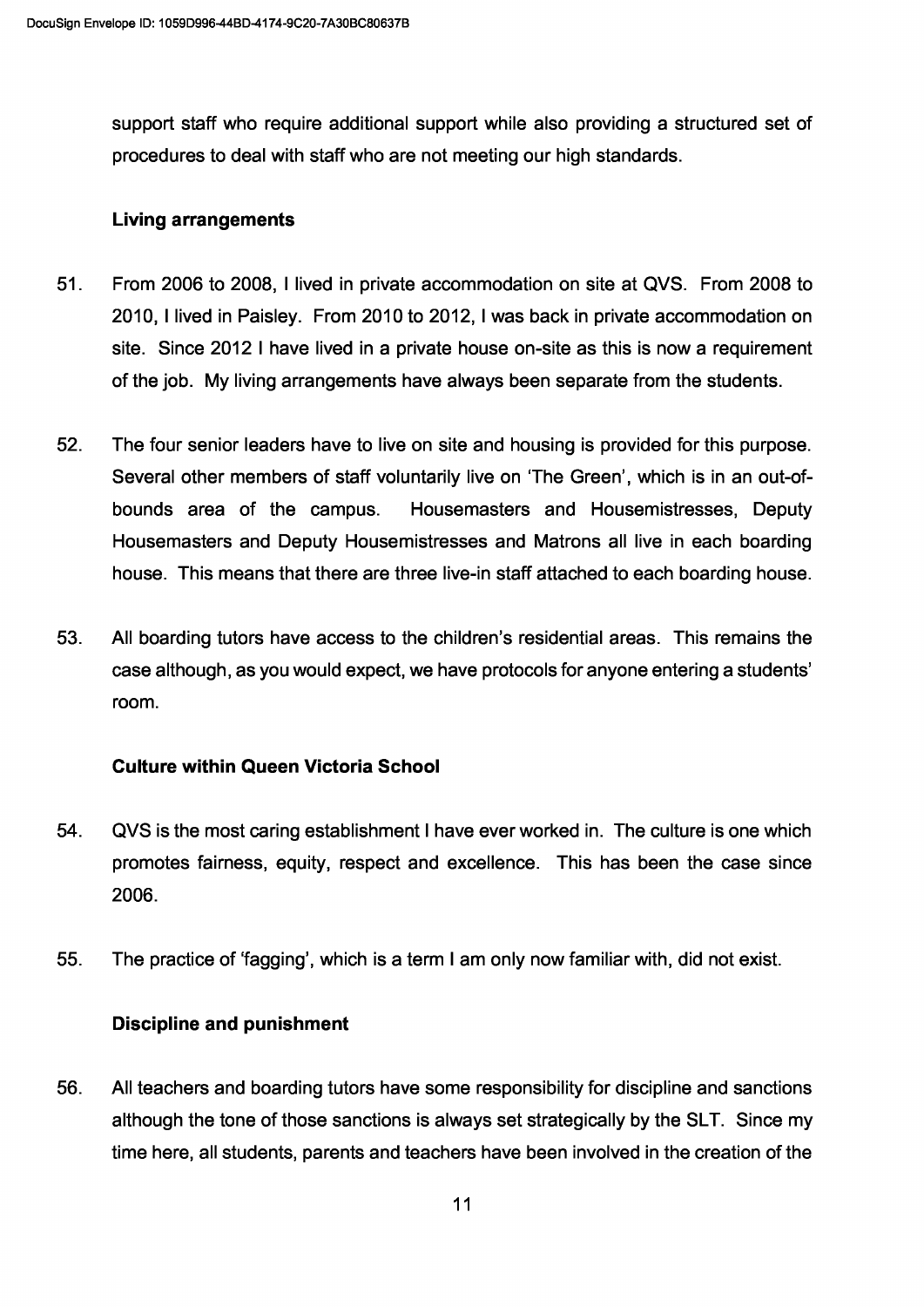support staff who require additional support while also providing a structured set of procedures to deal with staff who are not meeting our high standards.

### Living arrangements

51. From 2006 to 2008, I lived in private accommodation on site at QVS. From 2008 to 2010, I lived in Paisley. From 2010 to 2012, I was back in private accommodation on site. Since 2012 I have lived in a private house on-site as this is now a requirement of the job. My living arrangements have always been separate from the students.

52. The four senior leaders have to live on site and housing is provided for this purpose. Several other members of staff voluntarily live on 'The Green', which is in an out-of-bounds area of the campus. Housemasters and Housemistresses, Deputy Housemasters and Deputy Housemistresses and Matrons all live in each boarding house. This means that there are three live-in staff attached to each boarding house.

53. All boarding tutors have access to the children's residential areas. This remains the case although, as you would expect, we have protocols for anyone entering a students' room.

### Culture within Queen Victoria School

54. QVS is the most caring establishment I have ever worked in. The culture is one which promotes fairness, equity, respect and excellence. This has been the case since 2006.

55. The practice of 'fagging', which is a term I am only now familiar with, did not exist.

### Discipline and punishment

56. All teachers and boarding tutors have some responsibility for discipline and sanctions although the tone of those sanctions is always set strategically by the SLT. Since my time here, all students, parents and teachers have been involved in the creation of the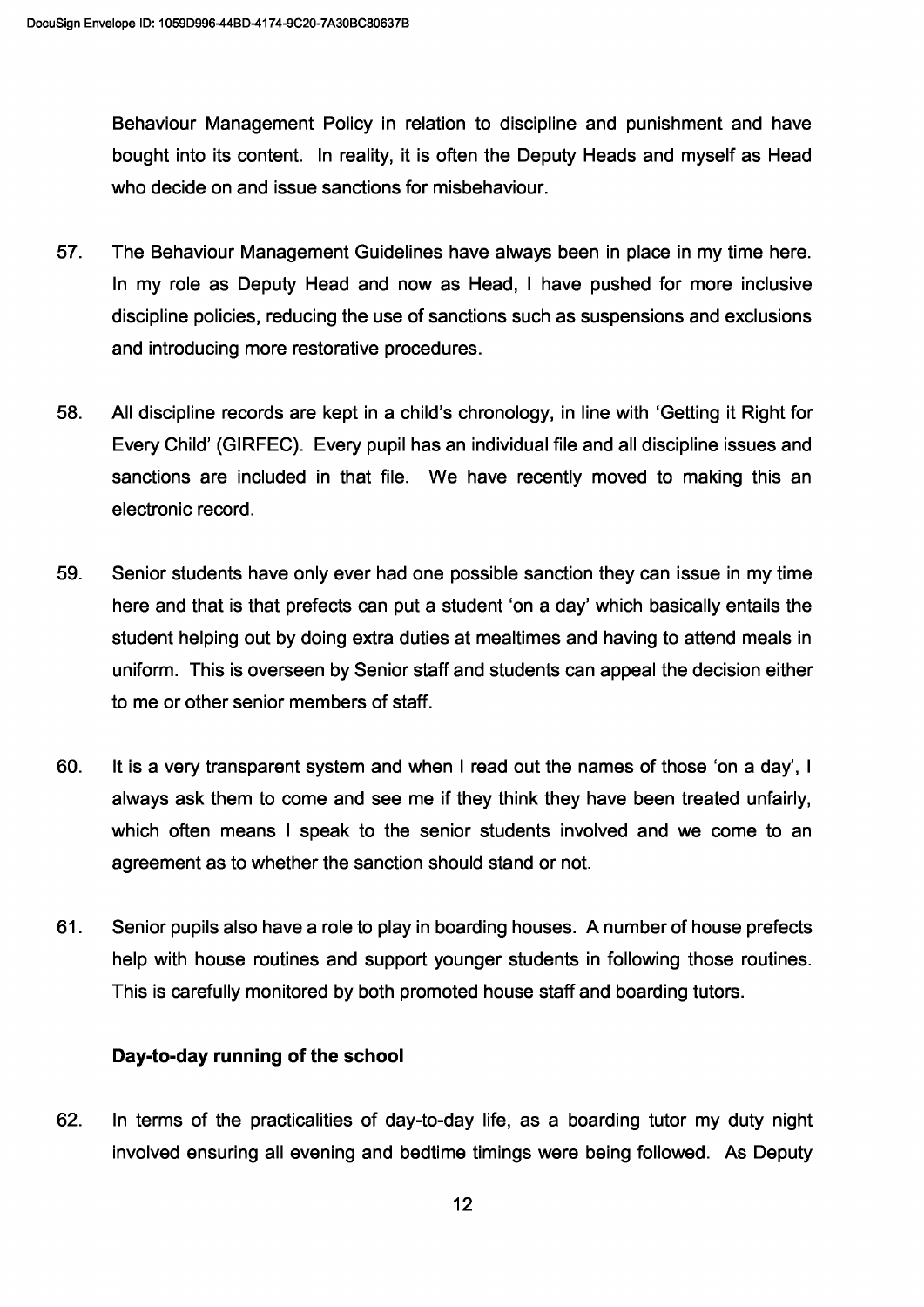Behaviour Management Policy in relation to discipline and punishment and have bought into its content. In reality, it is often the Deputy Heads and myself as Head who decide on and issue sanctions for misbehaviour.

57. The Behaviour Management Guidelines have always been in place in my time here. In my role as Deputy Head and now as Head, I have pushed for more inclusive discipline policies, reducing the use of sanctions such as suspensions and exclusions and introducing more restorative procedures.

58. All discipline records are kept in a child's chronology, in line with 'Getting it Right for Every Child' (GIRFEC). Every pupil has an individual file and all discipline issues and sanctions are included in that file. We have recently moved to making this an electronic record.

59. Senior students have only ever had one possible sanction they can issue in my time here and that is that prefects can put a student 'on a day' which basically entails the student helping out by doing extra duties at mealtimes and having to attend meals in uniform. This is overseen by Senior staff and students can appeal the decision either to me or other senior members of staff.

60. It is a very transparent system and when I read out the names of those 'on a day', I always ask them to come and see me if they think they have been treated unfairly, which often means I speak to the senior students involved and we come to an agreement as to whether the sanction should stand or not.

61. Senior pupils also have a role to play in boarding houses. A number of house prefects help with house routines and support younger students in following those routines. This is carefully monitored by both promoted house staff and boarding tutors.

### Day-to-day running of the school

62. In terms of the practicalities of day-to-day life, as a boarding tutor my duty night involved ensuring all evening and bedtime timings were being followed. As Deputy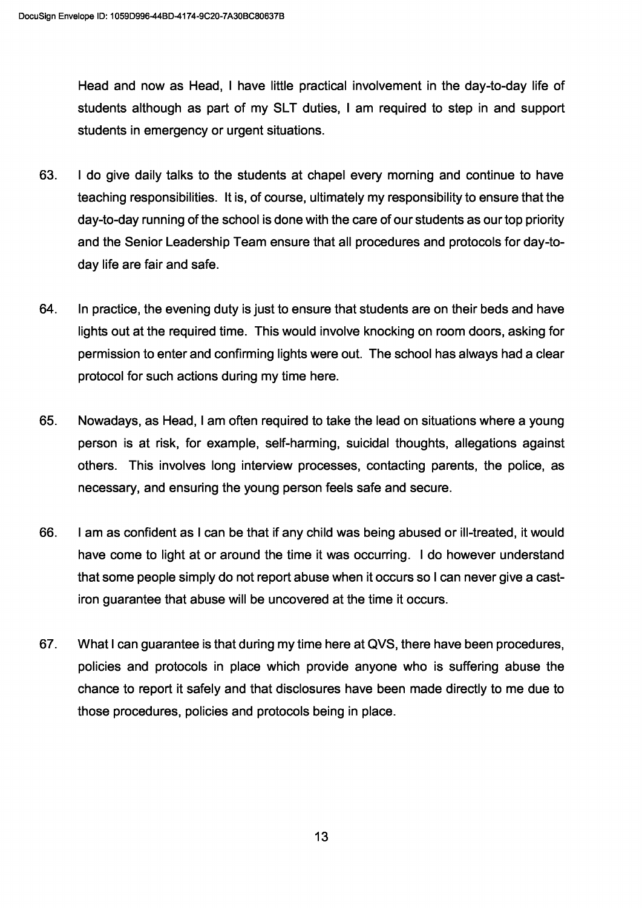Head and now as Head, I have little practical involvement in the day-to-day life of students although as part of my SLT duties, I am required to step in and support students in emergency or urgent situations.

63. I do give daily talks to the students at chapel every morning and continue to have teaching responsibilities. It is, of course, ultimately my responsibility to ensure that the day-to-day running of the school is done with the care of our students as our top priority and the Senior Leadership Team ensure that all procedures and protocols for day-to-day life are fair and safe.

64. In practice, the evening duty is just to ensure that students are on their beds and have lights out at the required time. This would involve knocking on room doors, asking for permission to enter and confirming lights were out. The school has always had a clear protocol for such actions during my time here.

65. Nowadays, as Head, I am often required to take the lead on situations where a young person is at risk, for example, self-harming, suicidal thoughts, allegations against others. This involves long interview processes, contacting parents, the police, as necessary, and ensuring the young person feels safe and secure.

66. I am as confident as I can be that if any child was being abused or ill-treated, it would have come to light at or around the time it was occurring. I do however understand that some people simply do not report abuse when it occurs so I can never give a cast-iron guarantee that abuse will be uncovered at the time it occurs.

67. What I can guarantee is that during my time here at QVS, there have been procedures, policies and protocols in place which provide anyone who is suffering abuse the chance to report it safely and that disclosures have been made directly to me due to those procedures, policies and protocols being in place.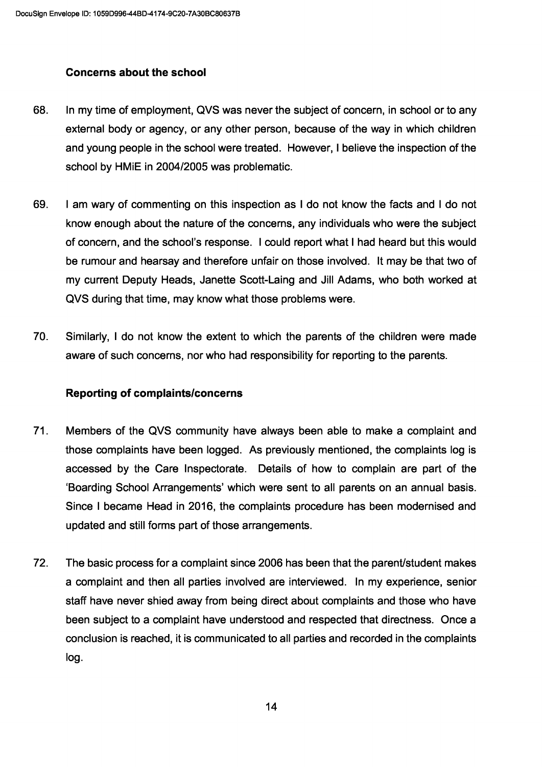### Concerns about the school

68. In my time of employment, QVS was never the subject of concern, in school or to any external body or agency, or any other person, because of the way in which children and young people in the school were treated. However, I believe the inspection of the school by HMiE in 2004/2005 was problematic.

69. I am wary of commenting on this inspection as I do not know the facts and I do not know enough about the nature of the concerns, any individuals who were the subject of concern, and the school's response. I could report what I had heard but this would be rumour and hearsay and therefore unfair on those involved. It may be that two of my current Deputy Heads, Janette Scott-Laing and Jill Adams, who both worked at QVS during that time, may know what those problems were.

70. Similarly, I do not know the extent to which the parents of the children were made aware of such concerns, nor who had responsibility for reporting to the parents.

### Reporting of complaints/concerns

71. Members of the QVS community have always been able to make a complaint and those complaints have been logged. As previously mentioned, the complaints log is accessed by the Care Inspectorate. Details of how to complain are part of the 'Boarding School Arrangements' which were sent to all parents on an annual basis. Since I became Head in 2016, the complaints procedure has been modernised and updated and still forms part of those arrangements.

72. The basic process for a complaint since 2006 has been that the parent/student makes a complaint and then all parties involved are interviewed. In my experience, senior staff have never shied away from being direct about complaints and those who have been subject to a complaint have understood and respected that directness. Once a conclusion is reached, it is communicated to all parties and recorded in the complaints log.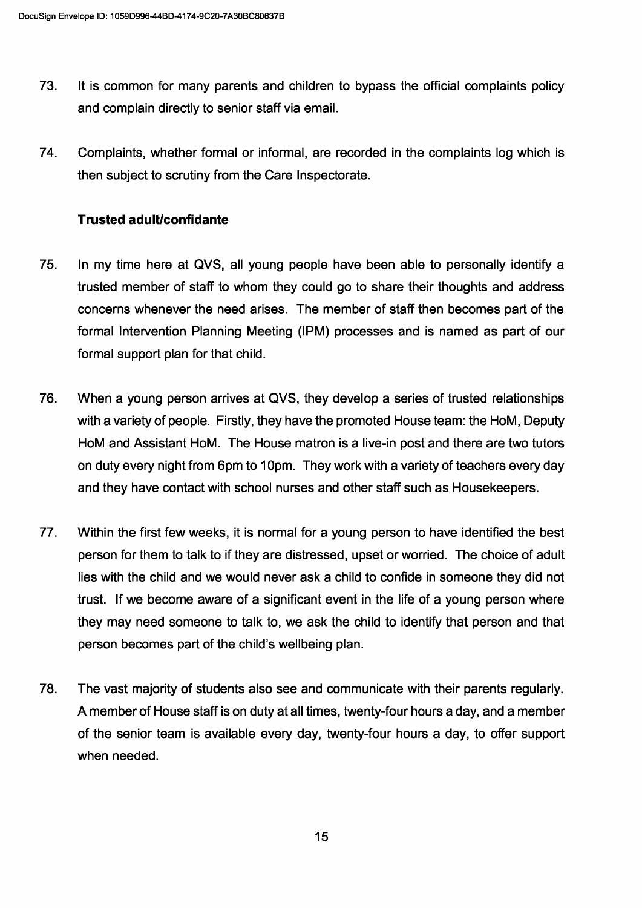73. It is common for many parents and children to bypass the official complaints policy and complain directly to senior staff via email.

74. Complaints, whether formal or informal, are recorded in the complaints log which is then subject to scrutiny from the Care Inspectorate.

**Trusted adult/confidante**

75. In my time here at QVS, all young people have been able to personally identify a trusted member of staff to whom they could go to share their thoughts and address concerns whenever the need arises. The member of staff then becomes part of the formal Intervention Planning Meeting (IPM) processes and is named as part of our formal support plan for that child.

76. When a young person arrives at QVS, they develop a series of trusted relationships with a variety of people. Firstly, they have the promoted House team: the HoM, Deputy HoM and Assistant HoM. The House matron is a live-in post and there are two tutors on duty every night from 6pm to 10pm. They work with a variety of teachers every day and they have contact with school nurses and other staff such as Housekeepers.

77. Within the first few weeks, it is normal for a young person to have identified the best person for them to talk to if they are distressed, upset or worried. The choice of adult lies with the child and we would never ask a child to confide in someone they did not trust. If we become aware of a significant event in the life of a young person where they may need someone to talk to, we ask the child to identify that person and that person becomes part of the child's wellbeing plan.

78. The vast majority of students also see and communicate with their parents regularly. A member of House staff is on duty at all times, twenty-four hours a day, and a member of the senior team is available every day, twenty-four hours a day, to offer support when needed.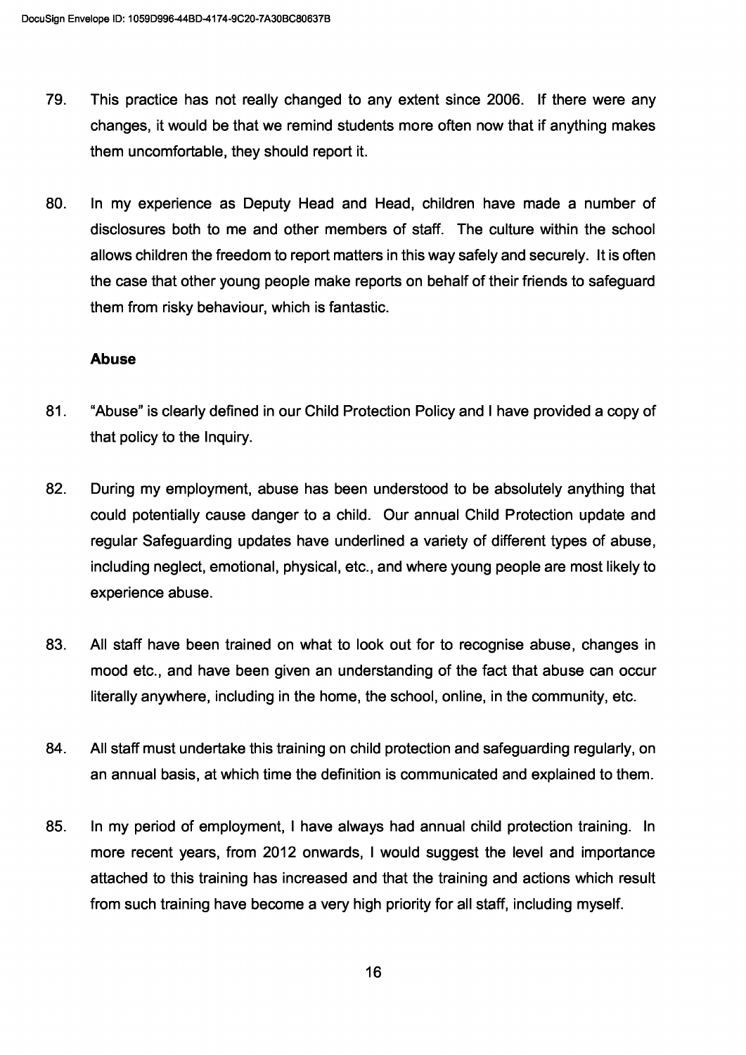79. This practice has not really changed to any extent since 2006. If there were any changes, it would be that we remind students more often now that if anything makes them uncomfortable, they should report it.

80. In my experience as Deputy Head and Head, children have made a number of disclosures both to me and other members of staff. The culture within the school allows children the freedom to report matters in this way safely and securely. It is often the case that other young people make reports on behalf of their friends to safeguard them from risky behaviour, which is fantastic.

**Abuse**

81. "Abuse" is clearly defined in our Child Protection Policy and I have provided a copy of that policy to the Inquiry.

82. During my employment, abuse has been understood to be absolutely anything that could potentially cause danger to a child. Our annual Child Protection update and regular Safeguarding updates have underlined a variety of different types of abuse, including neglect, emotional, physical, etc., and where young people are most likely to experience abuse.

83. All staff have been trained on what to look out for to recognise abuse, changes in mood etc., and have been given an understanding of the fact that abuse can occur literally anywhere, including in the home, the school, online, in the community, etc.

84. All staff must undertake this training on child protection and safeguarding regularly, on an annual basis, at which time the definition is communicated and explained to them.

85. In my period of employment, I have always had annual child protection training. In more recent years, from 2012 onwards, I would suggest the level and importance attached to this training has increased and that the training and actions which result from such training have become a very high priority for all staff, including myself.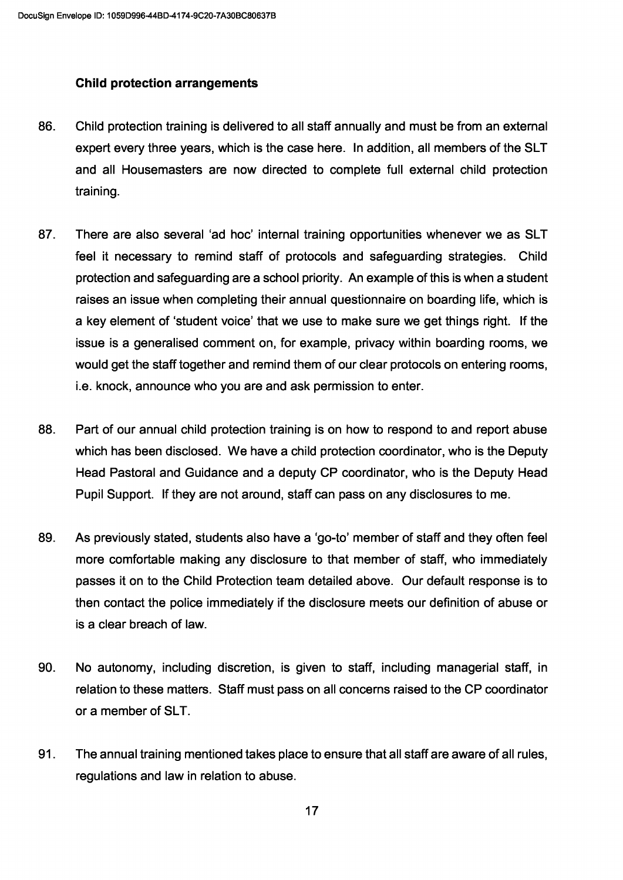**Child protection arrangements**

86. Child protection training is delivered to all staff annually and must be from an external expert every three years, which is the case here. In addition, all members of the SLT and all Housemasters are now directed to complete full external child protection training.

87. There are also several 'ad hoc' internal training opportunities whenever we as SLT feel it necessary to remind staff of protocols and safeguarding strategies. Child protection and safeguarding are a school priority. An example of this is when a student raises an issue when completing their annual questionnaire on boarding life, which is a key element of 'student voice' that we use to make sure we get things right. If the issue is a generalised comment on, for example, privacy within boarding rooms, we would get the staff together and remind them of our clear protocols on entering rooms, i.e. knock, announce who you are and ask permission to enter.

88. Part of our annual child protection training is on how to respond to and report abuse which has been disclosed. We have a child protection coordinator, who is the Deputy Head Pastoral and Guidance and a deputy CP coordinator, who is the Deputy Head Pupil Support. If they are not around, staff can pass on any disclosures to me.

89. As previously stated, students also have a 'go-to' member of staff and they often feel more comfortable making any disclosure to that member of staff, who immediately passes it on to the Child Protection team detailed above. Our default response is to then contact the police immediately if the disclosure meets our definition of abuse or is a clear breach of law.

90. No autonomy, including discretion, is given to staff, including managerial staff, in relation to these matters. Staff must pass on all concerns raised to the CP coordinator or a member of SLT.

91. The annual training mentioned takes place to ensure that all staff are aware of all rules, regulations and law in relation to abuse.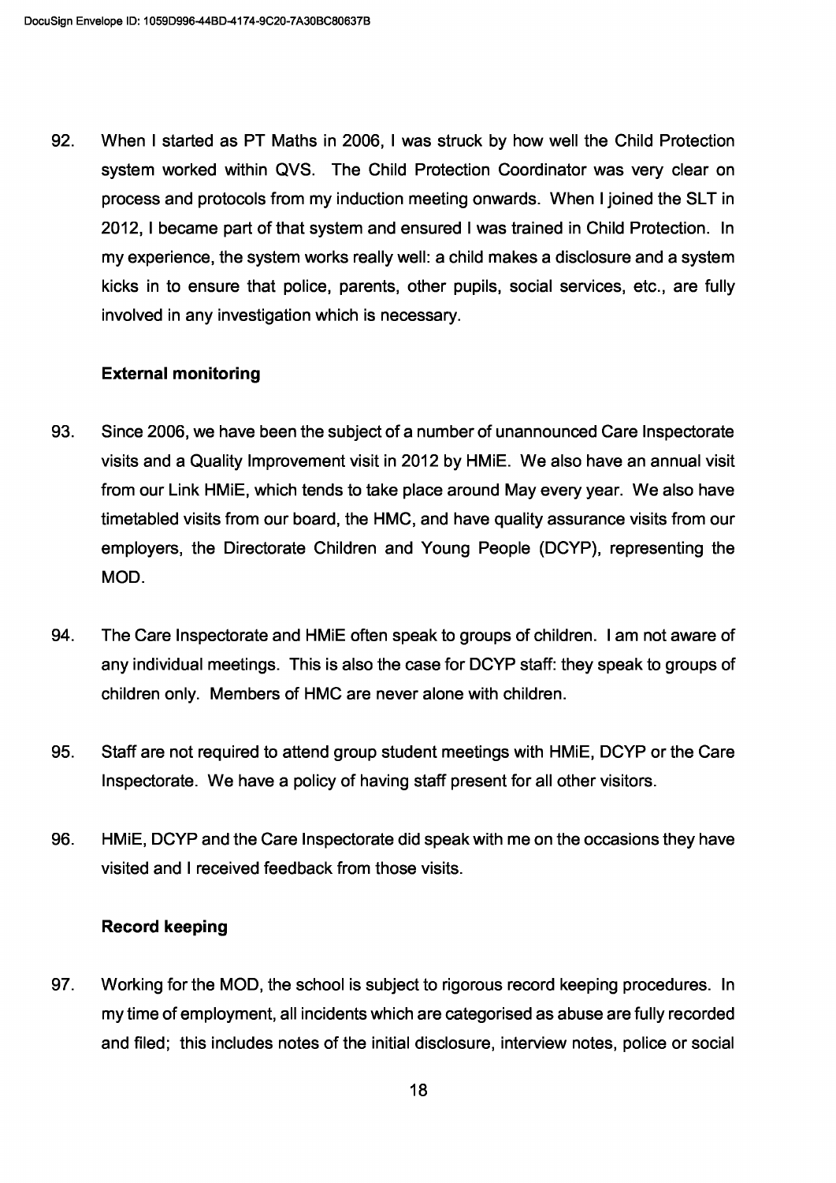92. When I started as PT Maths in 2006, I was struck by how well the Child Protection system worked within QVS. The Child Protection Coordinator was very clear on process and protocols from my induction meeting onwards. When I joined the SLT in 2012, I became part of that system and ensured I was trained in Child Protection. In my experience, the system works really well: a child makes a disclosure and a system kicks in to ensure that police, parents, other pupils, social services, etc., are fully involved in any investigation which is necessary.

**External monitoring**

93. Since 2006, we have been the subject of a number of unannounced Care Inspectorate visits and a Quality Improvement visit in 2012 by HMiE. We also have an annual visit from our Link HMiE, which tends to take place around May every year. We also have timetabled visits from our board, the HMC, and have quality assurance visits from our employers, the Directorate Children and Young People (DCYP), representing the MOD.

94. The Care Inspectorate and HMiE often speak to groups of children. I am not aware of any individual meetings. This is also the case for DCYP staff: they speak to groups of children only. Members of HMC are never alone with children.

95. Staff are not required to attend group student meetings with HMiE, DCYP or the Care Inspectorate. We have a policy of having staff present for all other visitors.

96. HMiE, DCYP and the Care Inspectorate did speak with me on the occasions they have visited and I received feedback from those visits.

**Record keeping**

97. Working for the MOD, the school is subject to rigorous record keeping procedures. In my time of employment, all incidents which are categorised as abuse are fully recorded and filed; this includes notes of the initial disclosure, interview notes, police or social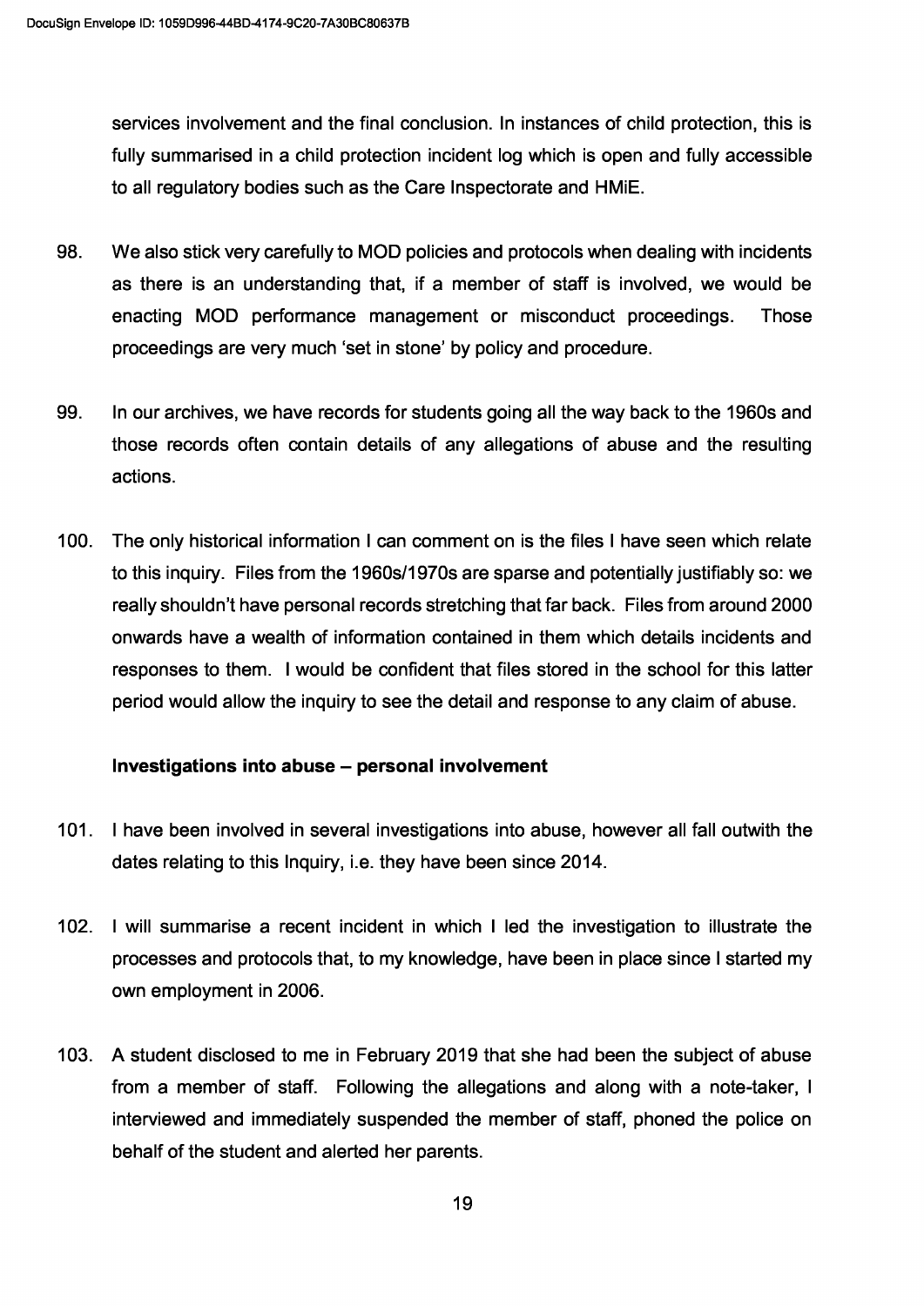services involvement and the final conclusion. In instances of child protection, this is fully summarised in a child protection incident log which is open and fully accessible to all regulatory bodies such as the Care Inspectorate and HMiE.

98. We also stick very carefully to MOD policies and protocols when dealing with incidents as there is an understanding that, if a member of staff is involved, we would be enacting MOD performance management or misconduct proceedings. Those proceedings are very much 'set in stone' by policy and procedure.

99. In our archives, we have records for students going all the way back to the 1960s and those records often contain details of any allegations of abuse and the resulting actions.

100. The only historical information I can comment on is the files I have seen which relate to this inquiry. Files from the 1960s/1970s are sparse and potentially justifiably so: we really shouldn't have personal records stretching that far back. Files from around 2000 onwards have a wealth of information contained in them which details incidents and responses to them. I would be confident that files stored in the school for this latter period would allow the inquiry to see the detail and response to any claim of abuse.

### Investigations into abuse – personal involvement

101. I have been involved in several investigations into abuse, however all fall outwith the dates relating to this Inquiry, i.e. they have been since 2014.

102. I will summarise a recent incident in which I led the investigation to illustrate the processes and protocols that, to my knowledge, have been in place since I started my own employment in 2006.

103. A student disclosed to me in February 2019 that she had been the subject of abuse from a member of staff. Following the allegations and along with a note-taker, I interviewed and immediately suspended the member of staff, phoned the police on behalf of the student and alerted her parents.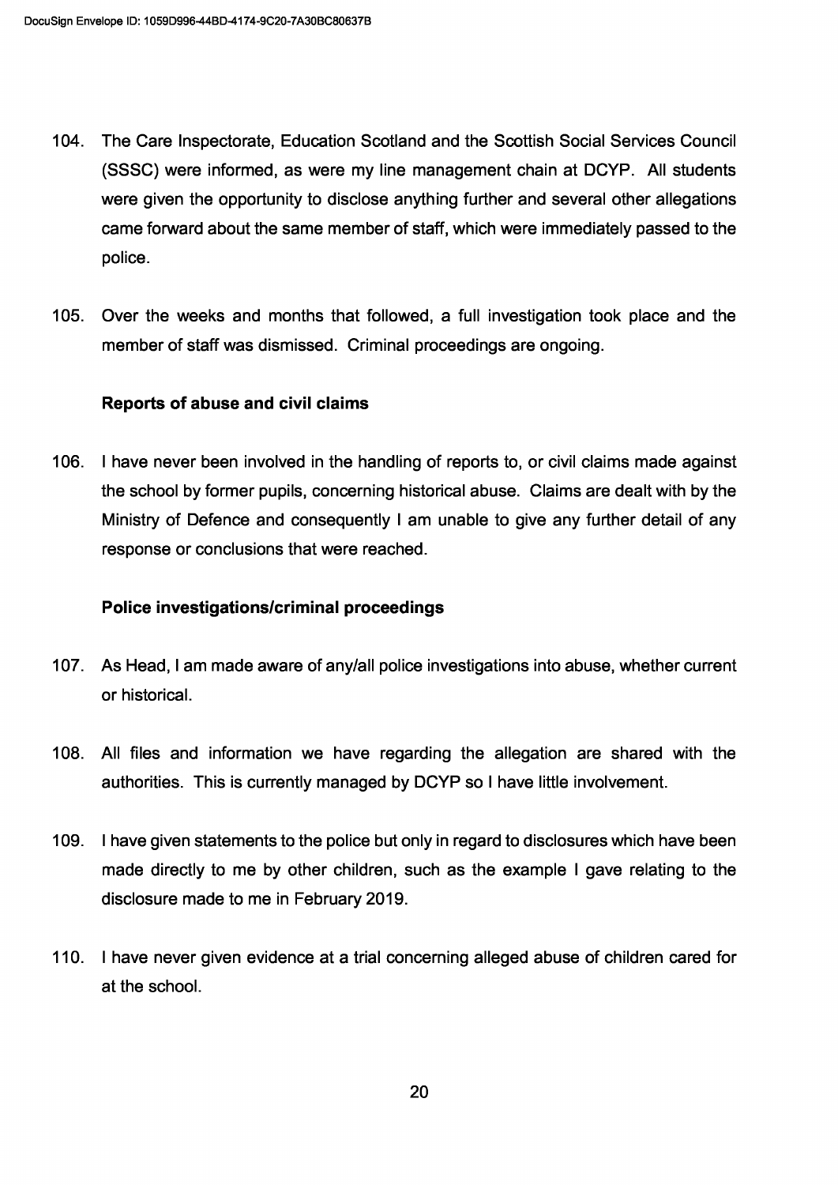104. The Care Inspectorate, Education Scotland and the Scottish Social Services Council (SSSC) were informed, as were my line management chain at DCYP. All students were given the opportunity to disclose anything further and several other allegations came forward about the same member of staff, which were immediately passed to the police.

105. Over the weeks and months that followed, a full investigation took place and the member of staff was dismissed. Criminal proceedings are ongoing.

**Reports of abuse and civil claims**

106. I have never been involved in the handling of reports to, or civil claims made against the school by former pupils, concerning historical abuse. Claims are dealt with by the Ministry of Defence and consequently I am unable to give any further detail of any response or conclusions that were reached.

**Police investigations/criminal proceedings**

107. As Head, I am made aware of any/all police investigations into abuse, whether current or historical.

108. All files and information we have regarding the allegation are shared with the authorities. This is currently managed by DCYP so I have little involvement.

109. I have given statements to the police but only in regard to disclosures which have been made directly to me by other children, such as the example I gave relating to the disclosure made to me in February 2019.

110. I have never given evidence at a trial concerning alleged abuse of children cared for at the school.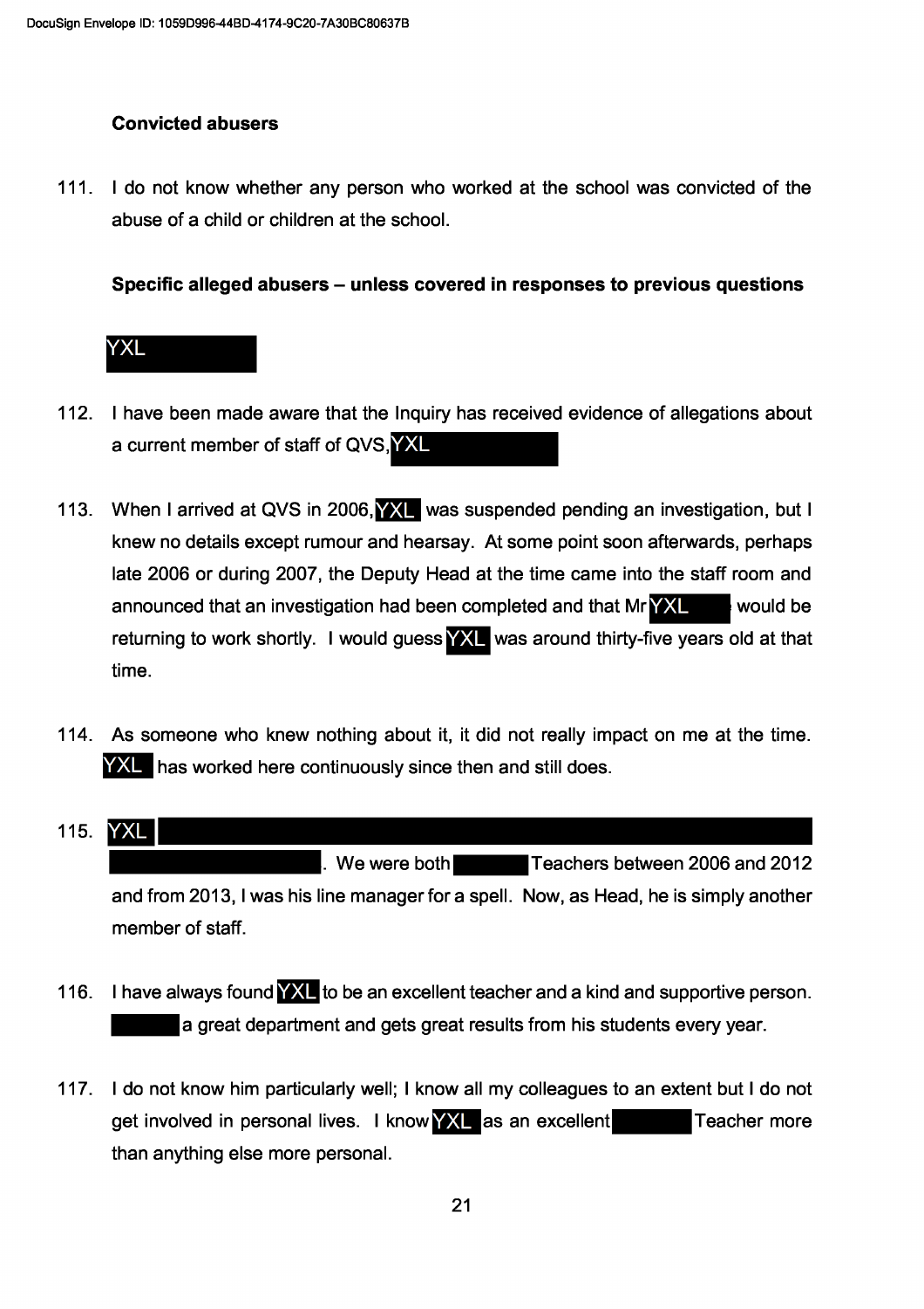**Convicted abusers**

111. I do not know whether any person who worked at the school was convicted of the abuse of a child or children at the school.

**Specific alleged abusers – unless covered in responses to previous questions**

YXL

112. I have been made aware that the Inquiry has received evidence of allegations about a current member of staff of QVS, YXL

113. When I arrived at QVS in 2006, YXL was suspended pending an investigation, but I knew no details except rumour and hearsay. At some point soon afterwards, perhaps late 2006 or during 2007, the Deputy Head at the time came into the staff room and announced that an investigation had been completed and that Mr YXL would be returning to work shortly. I would guess YXL was around thirty-five years old at that time.

114. As someone who knew nothing about it, it did not really impact on me at the time. YXL has worked here continuously since then and still does.

115. YXL . We were both Teachers between 2006 and 2012 and from 2013, I was his line manager for a spell. Now, as Head, he is simply another member of staff.

116. I have always found YXL to be an excellent teacher and a kind and supportive person. a great department and gets great results from his students every year.

117. I do not know him particularly well; I know all my colleagues to an extent but I do not get involved in personal lives. I know YXL as an excellent Teacher more than anything else more personal.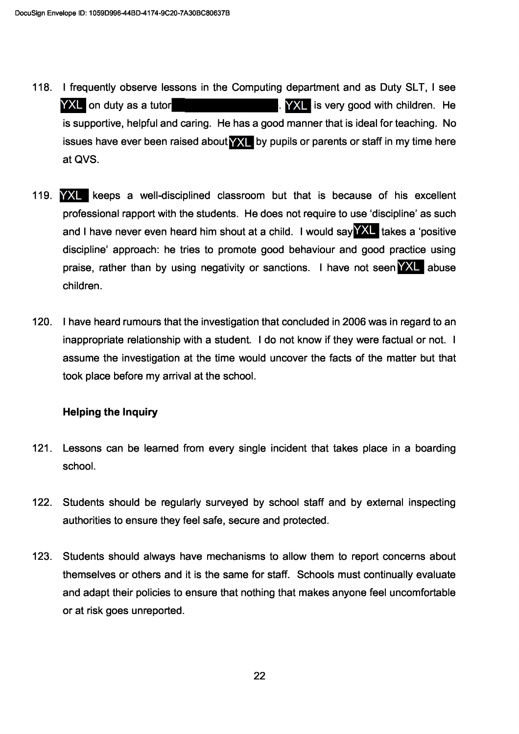118. I frequently observe lessons in the Computing department and as Duty SLT, I see YXL on duty as a tutor [REDACTED]. YXL is very good with children. He is supportive, helpful and caring. He has a good manner that is ideal for teaching. No issues have ever been raised about YXL by pupils or parents or staff in my time here at QVS.

119. YXL keeps a well-disciplined classroom but that is because of his excellent professional rapport with the students. He does not require to use 'discipline' as such and I have never even heard him shout at a child. I would say YXL takes a 'positive discipline' approach: he tries to promote good behaviour and good practice using praise, rather than by using negativity or sanctions. I have not seen YXL abuse children.

120. I have heard rumours that the investigation that concluded in 2006 was in regard to an inappropriate relationship with a student. I do not know if they were factual or not. I assume the investigation at the time would uncover the facts of the matter but that took place before my arrival at the school.

**Helping the Inquiry**

121. Lessons can be learned from every single incident that takes place in a boarding school.

122. Students should be regularly surveyed by school staff and by external inspecting authorities to ensure they feel safe, secure and protected.

123. Students should always have mechanisms to allow them to report concerns about themselves or others and it is the same for staff. Schools must continually evaluate and adapt their policies to ensure that nothing that makes anyone feel uncomfortable or at risk goes unreported.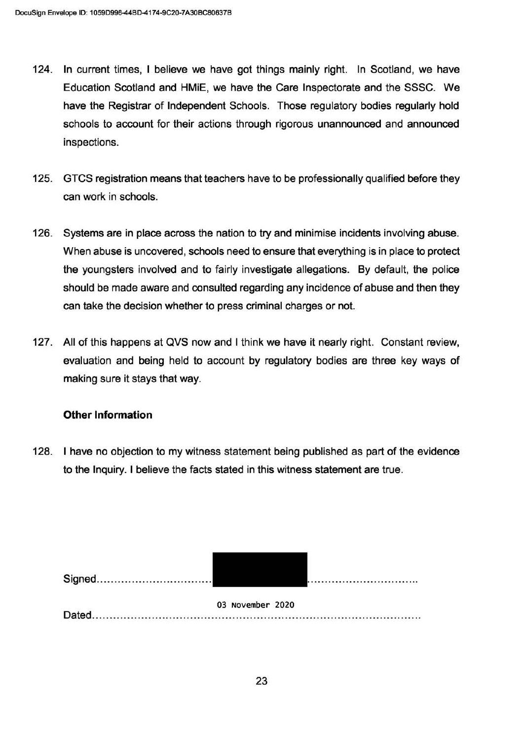124. In current times, I believe we have got things mainly right. In Scotland, we have Education Scotland and HMiE, we have the Care Inspectorate and the SSSC. We have the Registrar of Independent Schools. Those regulatory bodies regularly hold schools to account for their actions through rigorous unannounced and announced inspections.

125. GTCS registration means that teachers have to be professionally qualified before they can work in schools.

126. Systems are in place across the nation to try and minimise incidents involving abuse. When abuse is uncovered, schools need to ensure that everything is in place to protect the youngsters involved and to fairly investigate allegations. By default, the police should be made aware and consulted regarding any incidence of abuse and then they can take the decision whether to press criminal charges or not.

127. All of this happens at QVS now and I think we have it nearly right. Constant review, evaluation and being held to account by regulatory bodies are three key ways of making sure it stays that way.

**Other Information**

128. I have no objection to my witness statement being published as part of the evidence to the Inquiry. I believe the facts stated in this witness statement are true.

Signed................................ [redacted] ................................

Dated.......................03 November 2020.......................